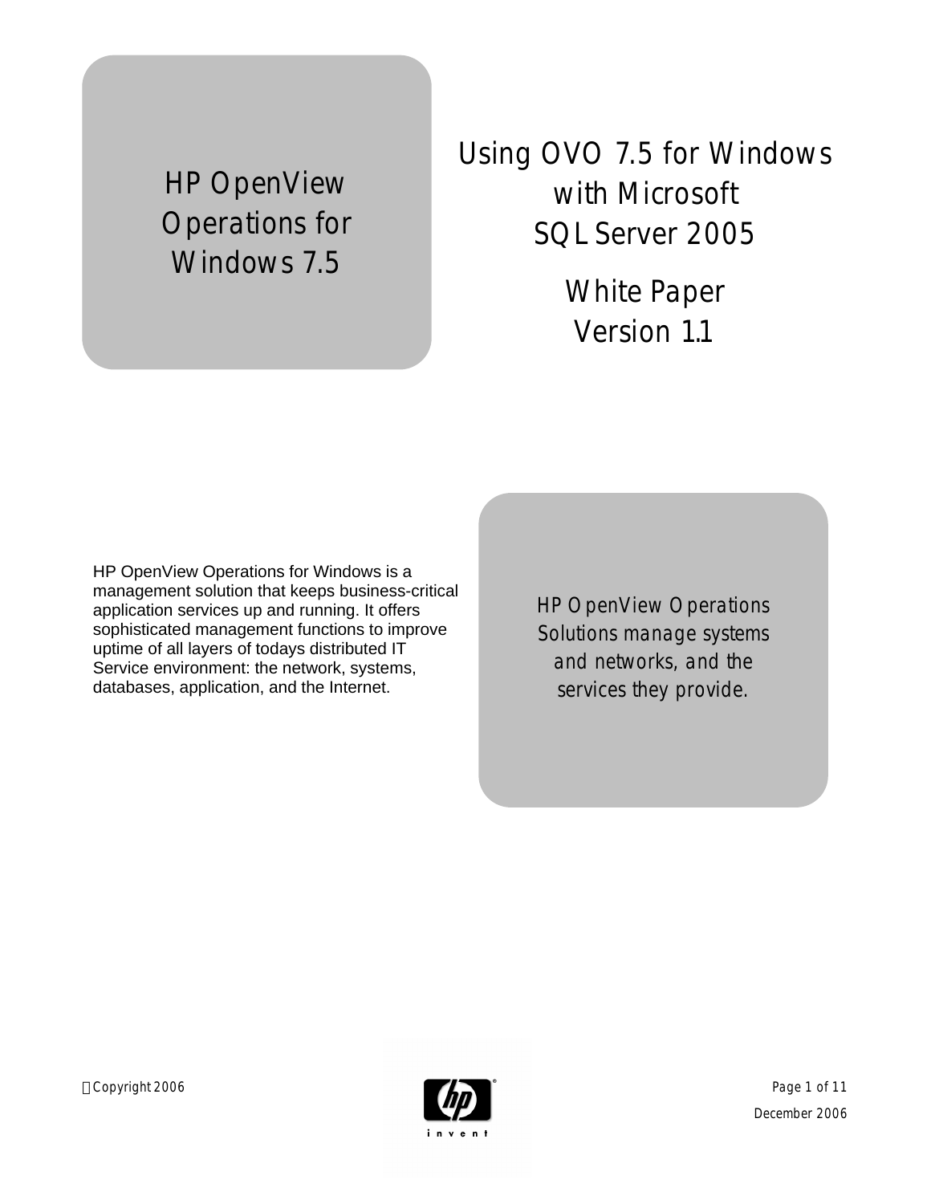HP OpenView Operations for Windows 7.5

# Using OVO 7.5 for Windows with Microsoft SQL Server 2005

## White Paper Version 1.1

HP OpenView Operations for Windows is a management solution that keeps business-critical application services up and running. It offers sophisticated management functions to improve uptime of all layers of todays distributed IT Service environment: the network, systems, databases, application, and the Internet.

HP OpenView Operations Solutions manage systems and networks, and the services they provide.

Copyright 2006

December 2006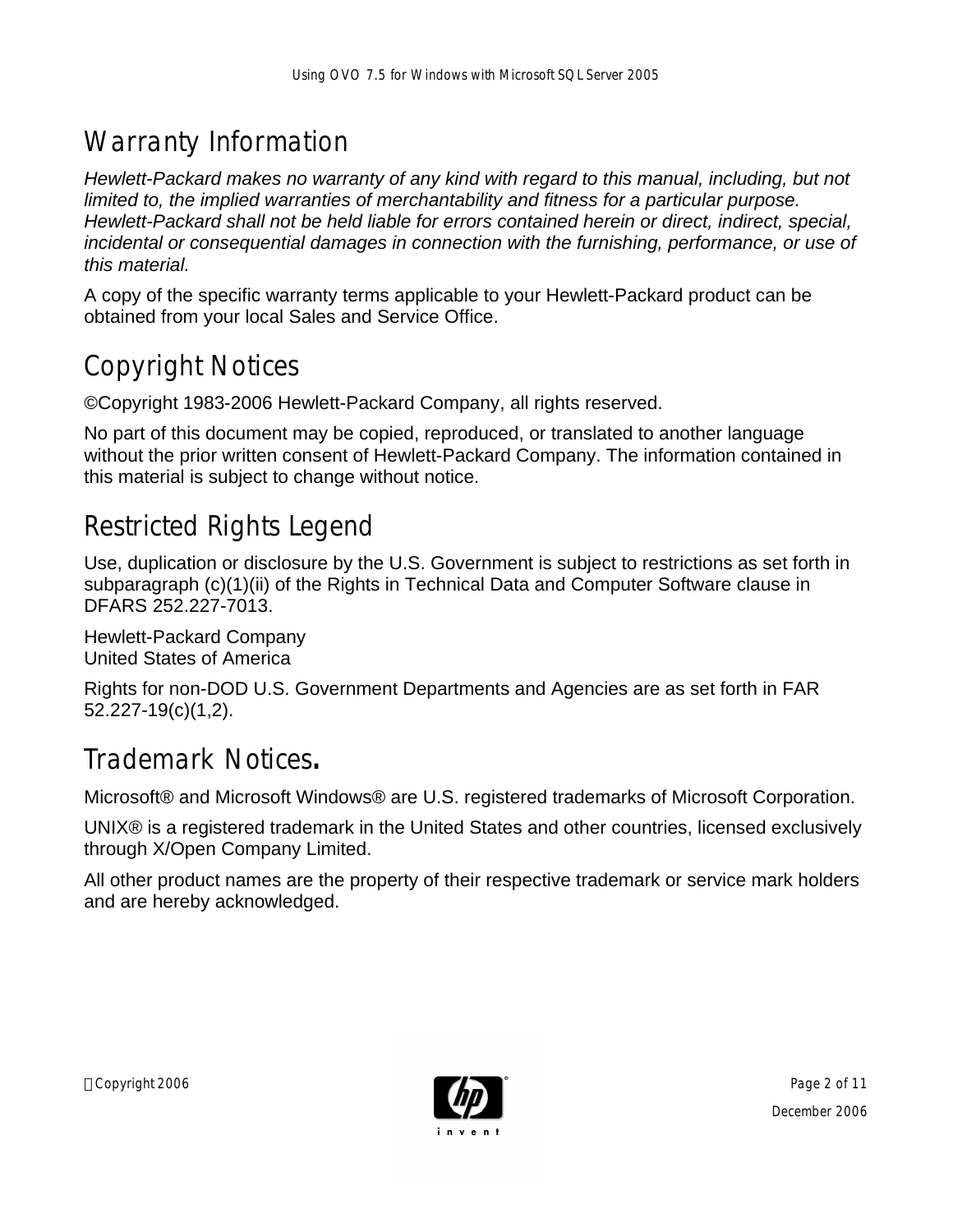## Warranty Information

*Hewlett-Packard makes no warranty of any kind with regard to this manual, including, but not limited to, the implied warranties of merchantability and fitness for a particular purpose. Hewlett-Packard shall not be held liable for errors contained herein or direct, indirect, special, incidental or consequential damages in connection with the furnishing, performance, or use of this material.*

A copy of the specific warranty terms applicable to your Hewlett-Packard product can be obtained from your local Sales and Service Office.

## Copyright Notices

©Copyright 1983-2006 Hewlett-Packard Company, all rights reserved.

No part of this document may be copied, reproduced, or translated to another language without the prior written consent of Hewlett-Packard Company. The information contained in this material is subject to change without notice.

## Restricted Rights Legend

Use, duplication or disclosure by the U.S. Government is subject to restrictions as set forth in subparagraph (c)(1)(ii) of the Rights in Technical Data and Computer Software clause in DFARS 252.227-7013.

Hewlett-Packard Company
United States of America

Rights for non-DOD U.S. Government Departments and Agencies are as set forth in FAR 52.227-19(c)(1,2).

## Trademark Notices.

Microsoft® and Microsoft Windows® are U.S. registered trademarks of Microsoft Corporation.

UNIX® is a registered trademark in the United States and other countries, licensed exclusively through X/Open Company Limited.

All other product names are the property of their respective trademark or service mark holders and are hereby acknowledged.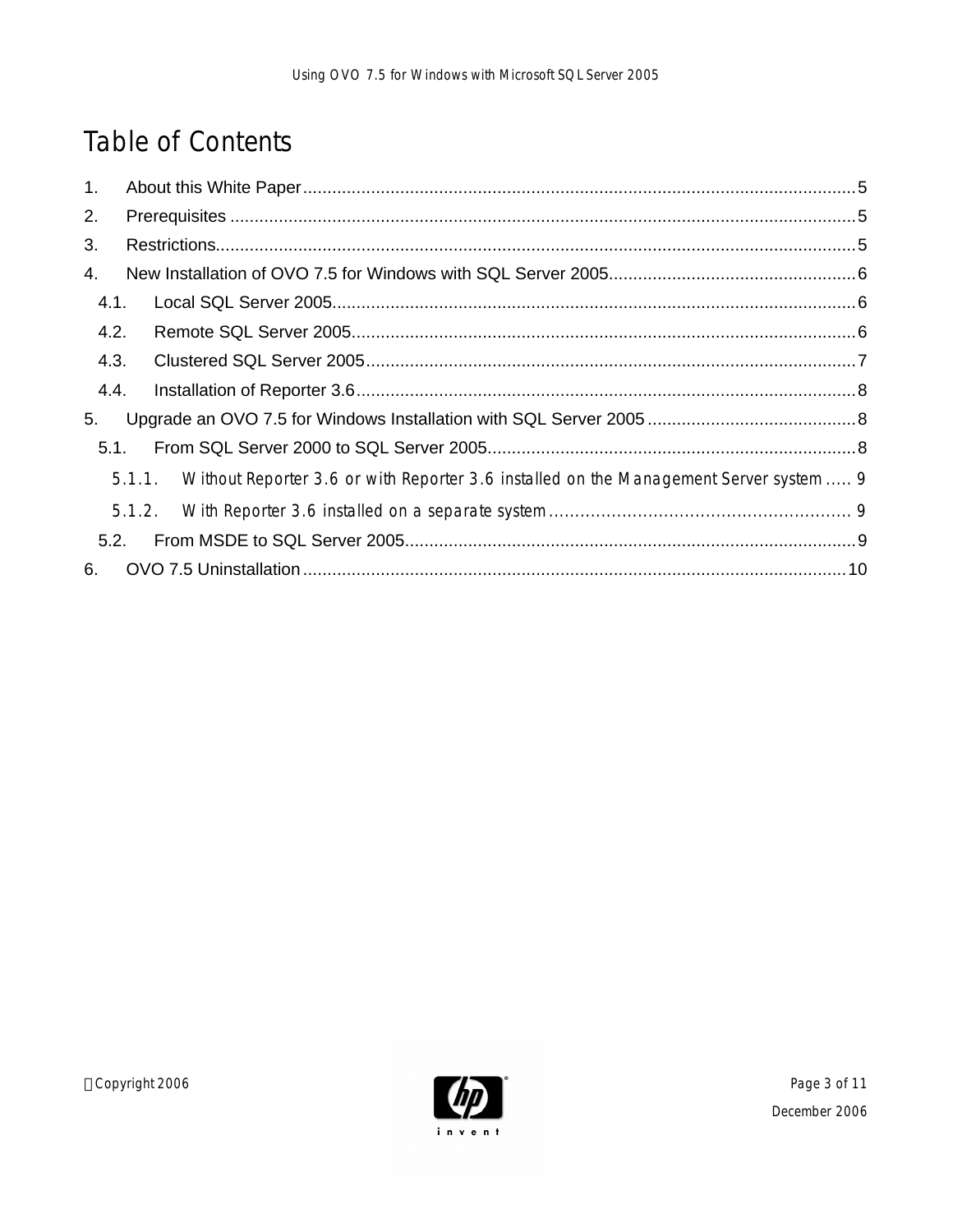# Table of Contents

1. About this White Paper .......... 5
2. Prerequisites .......... 5
3. Restrictions .......... 5
4. New Installation of OVO 7.5 for Windows with SQL Server 2005 .......... 6
   - 4.1. Local SQL Server 2005 .......... 6
   - 4.2. Remote SQL Server 2005 .......... 6
   - 4.3. Clustered SQL Server 2005 .......... 7
   - 4.4. Installation of Reporter 3.6 .......... 8
5. Upgrade an OVO 7.5 for Windows Installation with SQL Server 2005 .......... 8
   - 5.1. From SQL Server 2000 to SQL Server 2005 .......... 8
     - 5.1.1. Without Reporter 3.6 or with Reporter 3.6 installed on the Management Server system .......... 9
     - 5.1.2. With Reporter 3.6 installed on a separate system .......... 9
   - 5.2. From MSDE to SQL Server 2005 .......... 9
6. OVO 7.5 Uninstallation .......... 10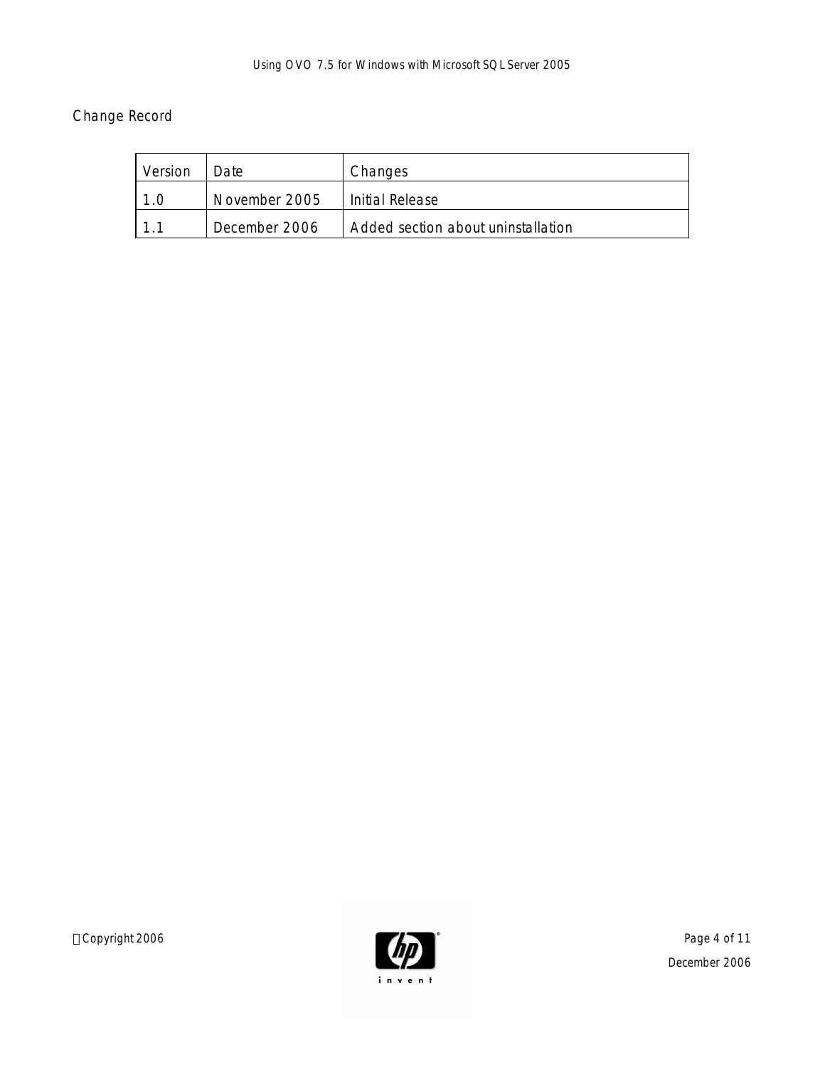## Change Record

| Version | Date | Changes |
|---|---|---|
| 1.0 | November 2005 | Initial Release |
| 1.1 | December 2006 | Added section about uninstallation |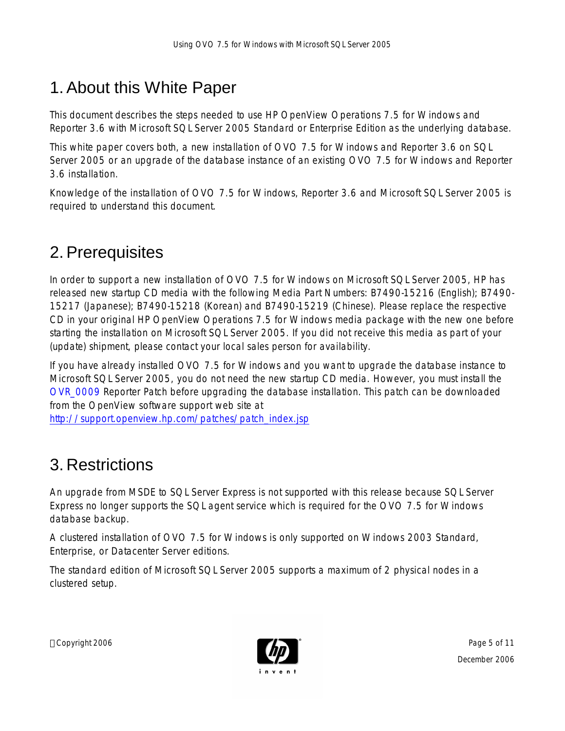# 1. About this White Paper

This document describes the steps needed to use HP OpenView Operations 7.5 for Windows and Reporter 3.6 with Microsoft SQL Server 2005 Standard or Enterprise Edition as the underlying database.

This white paper covers both, a new installation of OVO 7.5 for Windows and Reporter 3.6 on SQL Server 2005 or an upgrade of the database instance of an existing OVO 7.5 for Windows and Reporter 3.6 installation.

Knowledge of the installation of OVO 7.5 for Windows, Reporter 3.6 and Microsoft SQL Server 2005 is required to understand this document.

# 2. Prerequisites

In order to support a new installation of OVO 7.5 for Windows on Microsoft SQL Server 2005, HP has released new startup CD media with the following Media Part Numbers: B7490-15216 (English); B7490-15217 (Japanese); B7490-15218 (Korean) and B7490-15219 (Chinese). Please replace the respective CD in your original HP OpenView Operations 7.5 for Windows media package with the new one before starting the installation on Microsoft SQL Server 2005. If you did not receive this media as part of your (update) shipment, please contact your local sales person for availability.

If you have already installed OVO 7.5 for Windows and you want to upgrade the database instance to Microsoft SQL Server 2005, you do not need the new startup CD media. However, you must install the OVR_0009 Reporter Patch before upgrading the database installation. This patch can be downloaded from the OpenView software support web site at http://support.openview.hp.com/patches/patch_index.jsp

# 3. Restrictions

An upgrade from MSDE to SQL Server Express is not supported with this release because SQL Server Express no longer supports the SQL agent service which is required for the OVO 7.5 for Windows database backup.

A clustered installation of OVO 7.5 for Windows is only supported on Windows 2003 Standard, Enterprise, or Datacenter Server editions.

The standard edition of Microsoft SQL Server 2005 supports a maximum of 2 physical nodes in a clustered setup.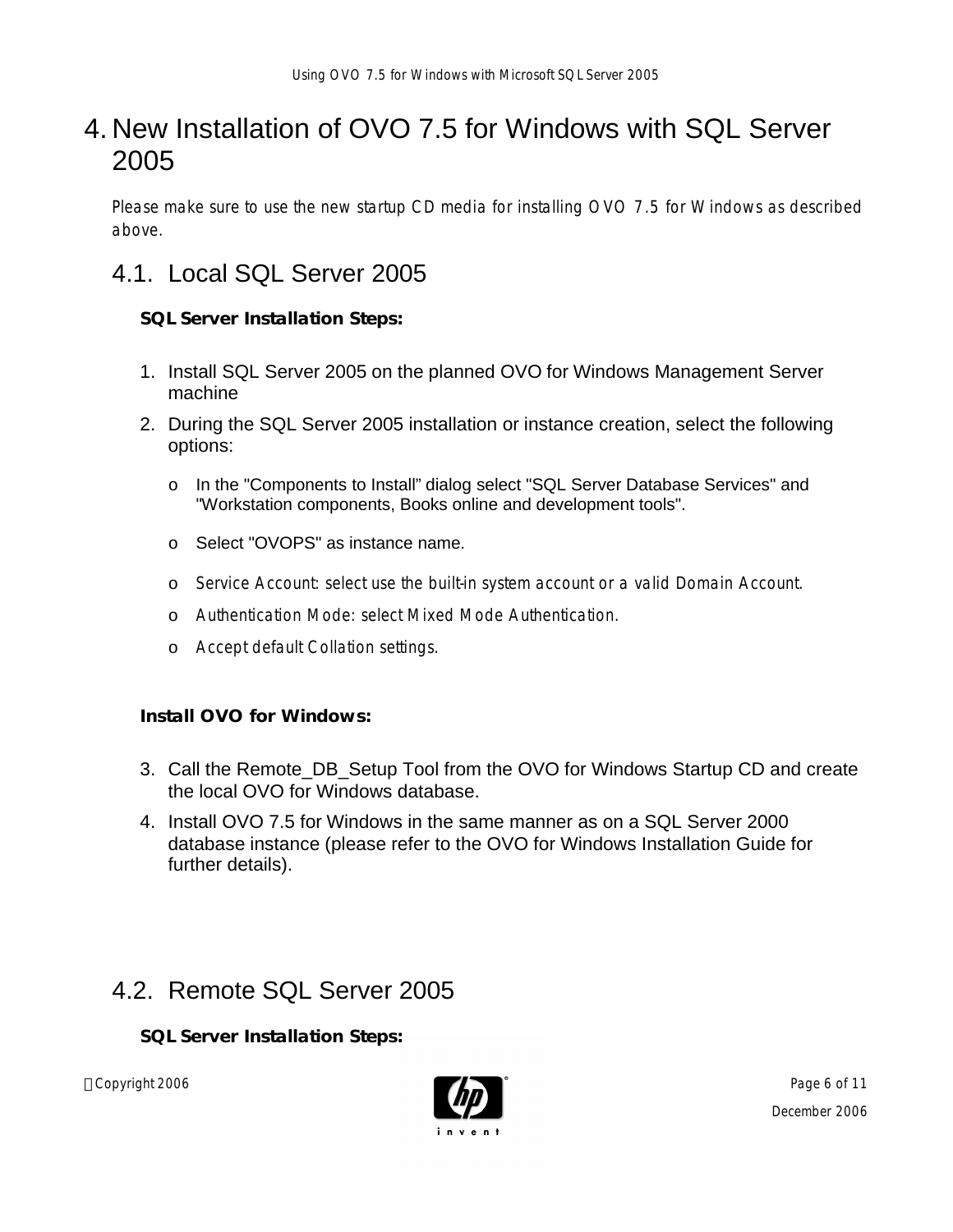# 4. New Installation of OVO 7.5 for Windows with SQL Server 2005

Please make sure to use the new startup CD media for installing OVO 7.5 for Windows as described above.

## 4.1. Local SQL Server 2005

**SQL Server Installation Steps:**

1. Install SQL Server 2005 on the planned OVO for Windows Management Server machine
2. During the SQL Server 2005 installation or instance creation, select the following options:
   - In the "Components to Install" dialog select "SQL Server Database Services" and "Workstation components, Books online and development tools".
   - Select "OVOPS" as instance name.
   - Service Account: select use the built-in system account or a valid Domain Account.
   - Authentication Mode: select Mixed Mode Authentication.
   - Accept default Collation settings.

**Install OVO for Windows:**

3. Call the Remote_DB_Setup Tool from the OVO for Windows Startup CD and create the local OVO for Windows database.
4. Install OVO 7.5 for Windows in the same manner as on a SQL Server 2000 database instance (please refer to the OVO for Windows Installation Guide for further details).

## 4.2. Remote SQL Server 2005

**SQL Server Installation Steps:**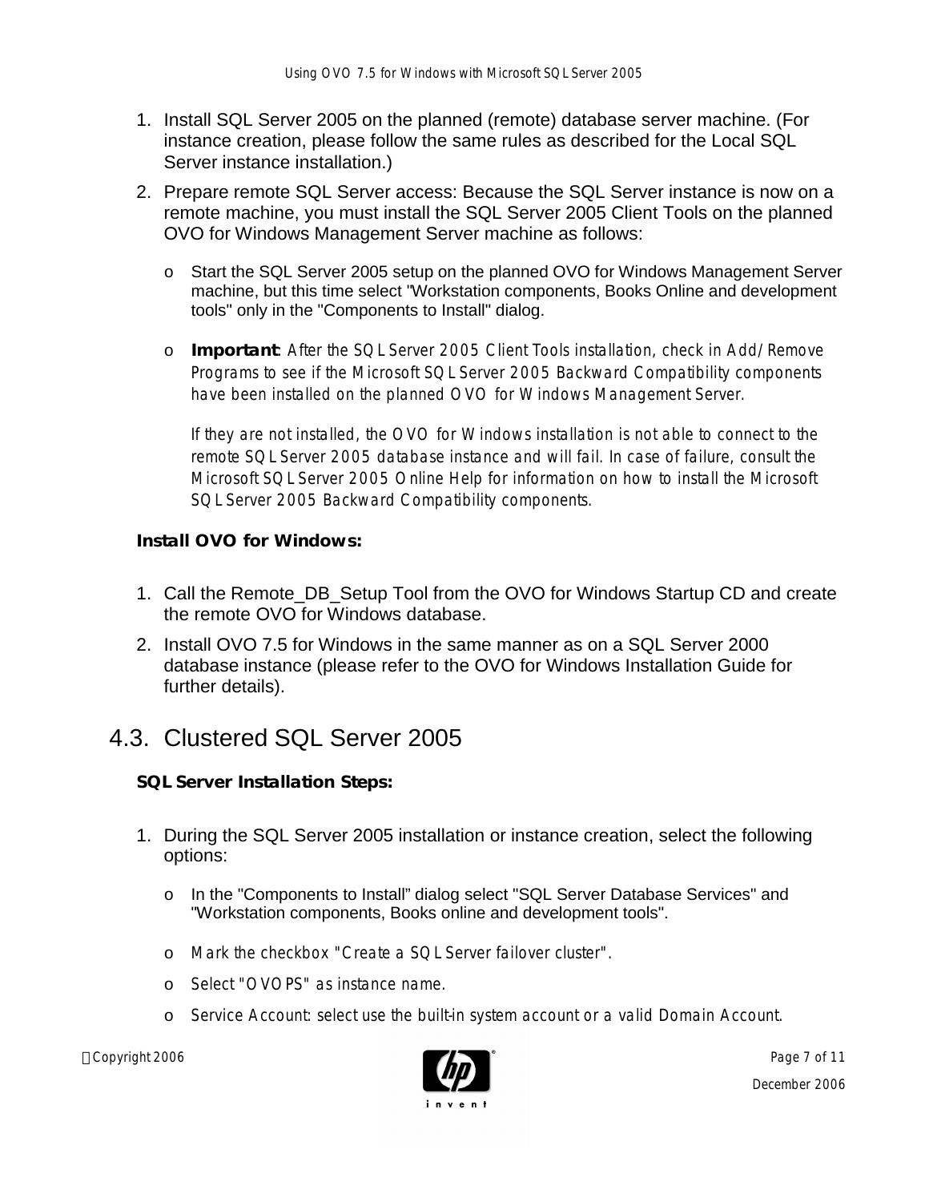1. Install SQL Server 2005 on the planned (remote) database server machine. (For instance creation, please follow the same rules as described for the Local SQL Server instance installation.)
2. Prepare remote SQL Server access: Because the SQL Server instance is now on a remote machine, you must install the SQL Server 2005 Client Tools on the planned OVO for Windows Management Server machine as follows:
   - Start the SQL Server 2005 setup on the planned OVO for Windows Management Server machine, but this time select "Workstation components, Books Online and development tools" only in the "Components to Install" dialog.
   - **Important**: After the SQL Server 2005 Client Tools installation, check in Add/Remove Programs to see if the Microsoft SQL Server 2005 Backward Compatibility components have been installed on the planned OVO for Windows Management Server.

     If they are not installed, the OVO for Windows installation is not able to connect to the remote SQL Server 2005 database instance and will fail. In case of failure, consult the Microsoft SQL Server 2005 Online Help for information on how to install the Microsoft SQL Server 2005 Backward Compatibility components.

**Install OVO for Windows:**

1. Call the Remote_DB_Setup Tool from the OVO for Windows Startup CD and create the remote OVO for Windows database.
2. Install OVO 7.5 for Windows in the same manner as on a SQL Server 2000 database instance (please refer to the OVO for Windows Installation Guide for further details).

## 4.3. Clustered SQL Server 2005

**SQL Server Installation Steps:**

1. During the SQL Server 2005 installation or instance creation, select the following options:
   - In the "Components to Install" dialog select "SQL Server Database Services" and "Workstation components, Books online and development tools".
   - Mark the checkbox "Create a SQL Server failover cluster".
   - Select "OVOPS" as instance name.
   - Service Account: select use the built-in system account or a valid Domain Account.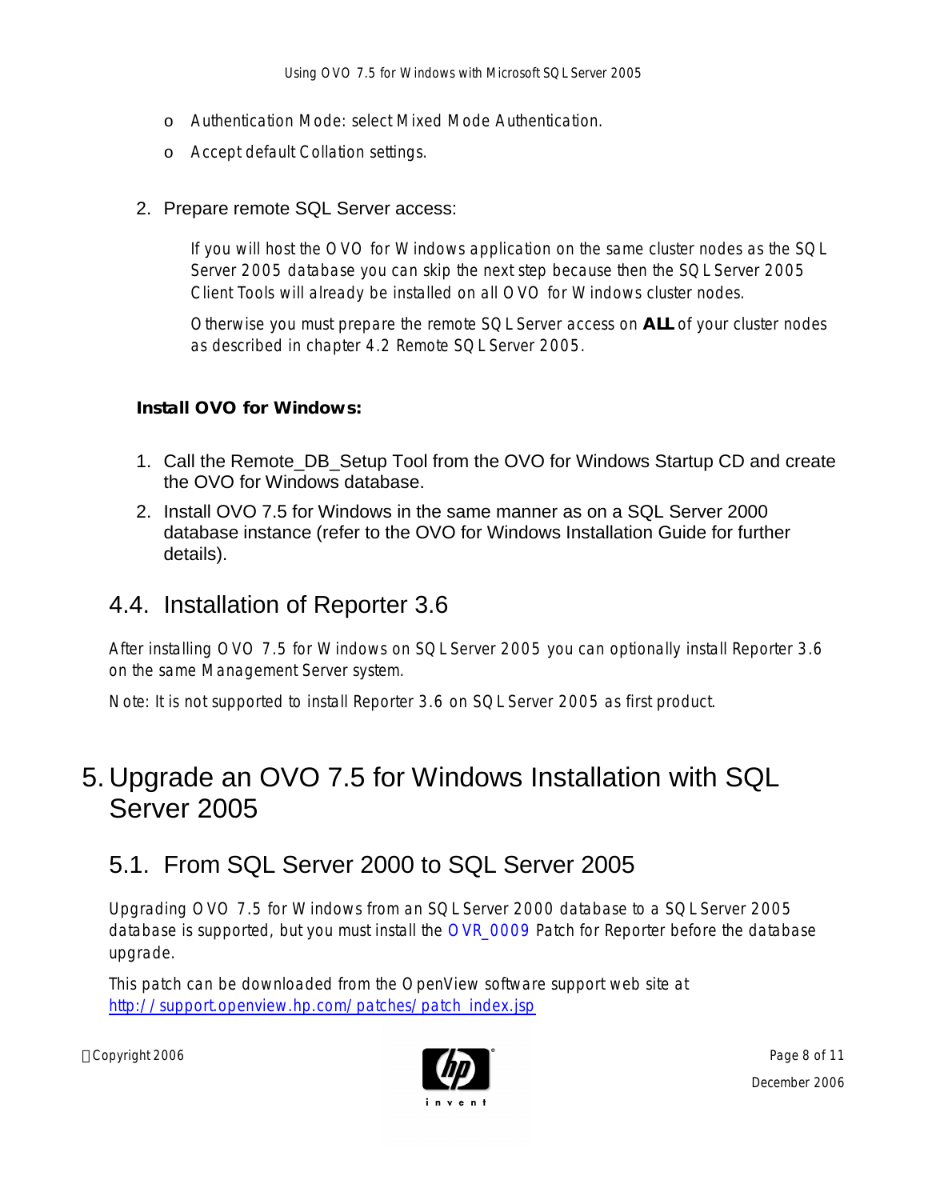- Authentication Mode: select Mixed Mode Authentication.
- Accept default Collation settings.

2. Prepare remote SQL Server access:

   If you will host the OVO for Windows application on the same cluster nodes as the SQL Server 2005 database you can skip the next step because then the SQL Server 2005 Client Tools will already be installed on all OVO for Windows cluster nodes.

   Otherwise you must prepare the remote SQL Server access on **ALL** of your cluster nodes as described in chapter 4.2 Remote SQL Server 2005.

**Install OVO for Windows:**

1. Call the Remote_DB_Setup Tool from the OVO for Windows Startup CD and create the OVO for Windows database.
2. Install OVO 7.5 for Windows in the same manner as on a SQL Server 2000 database instance (refer to the OVO for Windows Installation Guide for further details).

## 4.4. Installation of Reporter 3.6

After installing OVO 7.5 for Windows on SQL Server 2005 you can optionally install Reporter 3.6 on the same Management Server system.

Note: It is not supported to install Reporter 3.6 on SQL Server 2005 as first product.

# 5. Upgrade an OVO 7.5 for Windows Installation with SQL Server 2005

## 5.1. From SQL Server 2000 to SQL Server 2005

Upgrading OVO 7.5 for Windows from an SQL Server 2000 database to a SQL Server 2005 database is supported, but you must install the OVR_0009 Patch for Reporter before the database upgrade.

This patch can be downloaded from the OpenView software support web site at http://support.openview.hp.com/patches/patch_index.jsp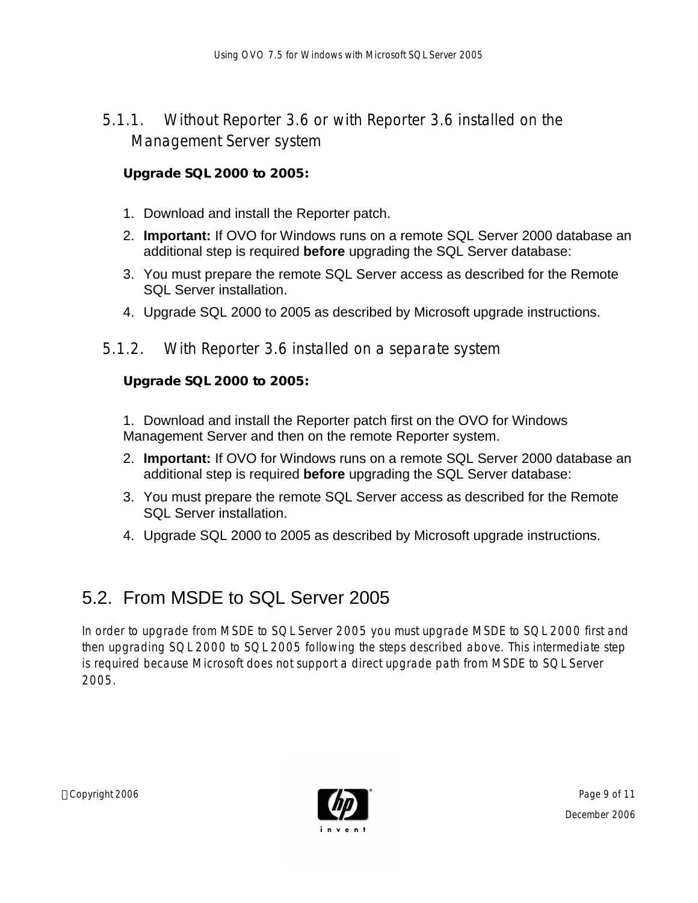### 5.1.1. Without Reporter 3.6 or with Reporter 3.6 installed on the Management Server system

**Upgrade SQL 2000 to 2005:**

1. Download and install the Reporter patch.
2. **Important:** If OVO for Windows runs on a remote SQL Server 2000 database an additional step is required **before** upgrading the SQL Server database:
3. You must prepare the remote SQL Server access as described for the Remote SQL Server installation.
4. Upgrade SQL 2000 to 2005 as described by Microsoft upgrade instructions.

### 5.1.2. With Reporter 3.6 installed on a separate system

**Upgrade SQL 2000 to 2005:**

1. Download and install the Reporter patch first on the OVO for Windows Management Server and then on the remote Reporter system.
2. **Important:** If OVO for Windows runs on a remote SQL Server 2000 database an additional step is required **before** upgrading the SQL Server database:
3. You must prepare the remote SQL Server access as described for the Remote SQL Server installation.
4. Upgrade SQL 2000 to 2005 as described by Microsoft upgrade instructions.

## 5.2. From MSDE to SQL Server 2005

In order to upgrade from MSDE to SQL Server 2005 you must upgrade MSDE to SQL 2000 first and then upgrading SQL 2000 to SQL 2005 following the steps described above. This intermediate step is required because Microsoft does not support a direct upgrade path from MSDE to SQL Server 2005.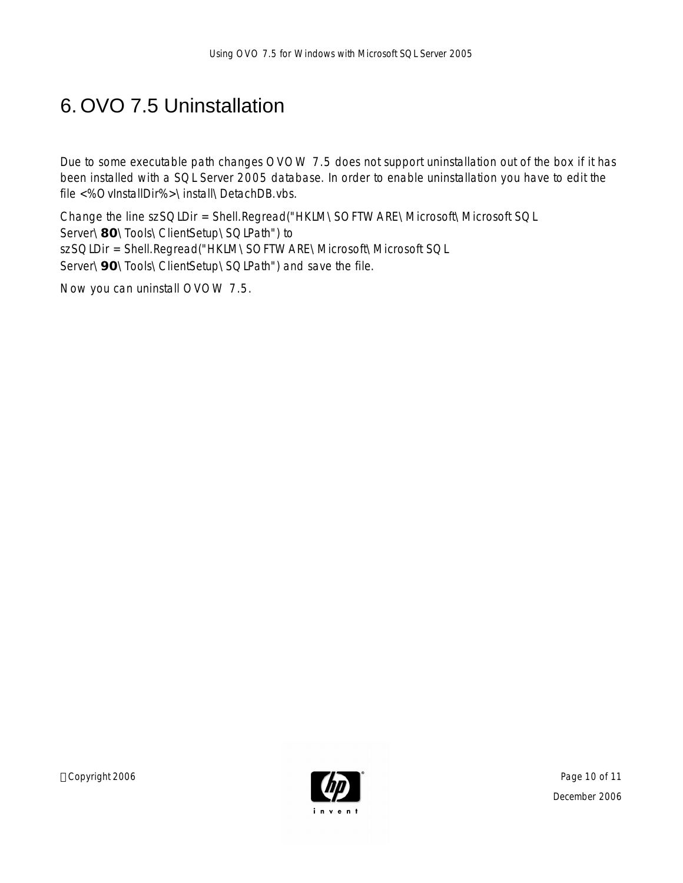# 6. OVO 7.5 Uninstallation

Due to some executable path changes OVOW 7.5 does not support uninstallation out of the box if it has been installed with a SQL Server 2005 database. In order to enable uninstallation you have to edit the file <%OvInstallDir%>\install\DetachDB.vbs.

Change the line szSQLDir = Shell.Regread("HKLM\SOFTWARE\Microsoft\Microsoft SQL Server\**80**\Tools\ClientSetup\SQLPath") to
szSQLDir = Shell.Regread("HKLM\SOFTWARE\Microsoft\Microsoft SQL Server\**90**\Tools\ClientSetup\SQLPath") and save the file.

Now you can uninstall OVOW 7.5.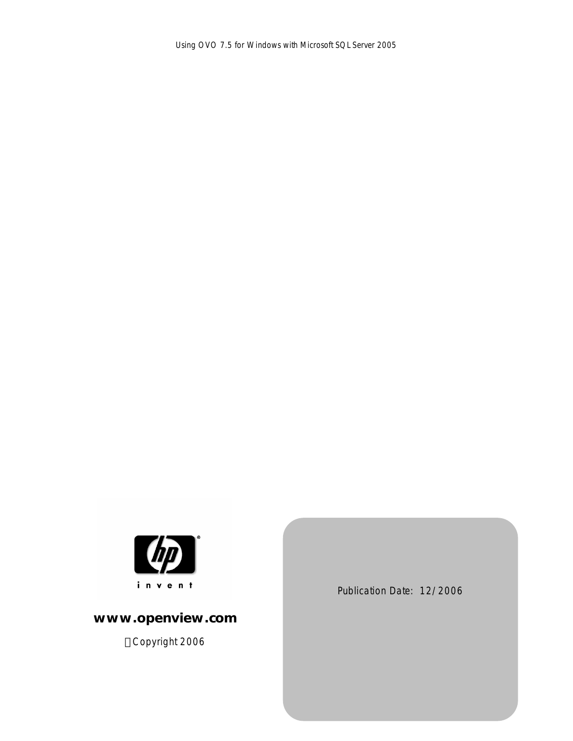www.openview.com

©Copyright 2006

Publication Date: 12/2006